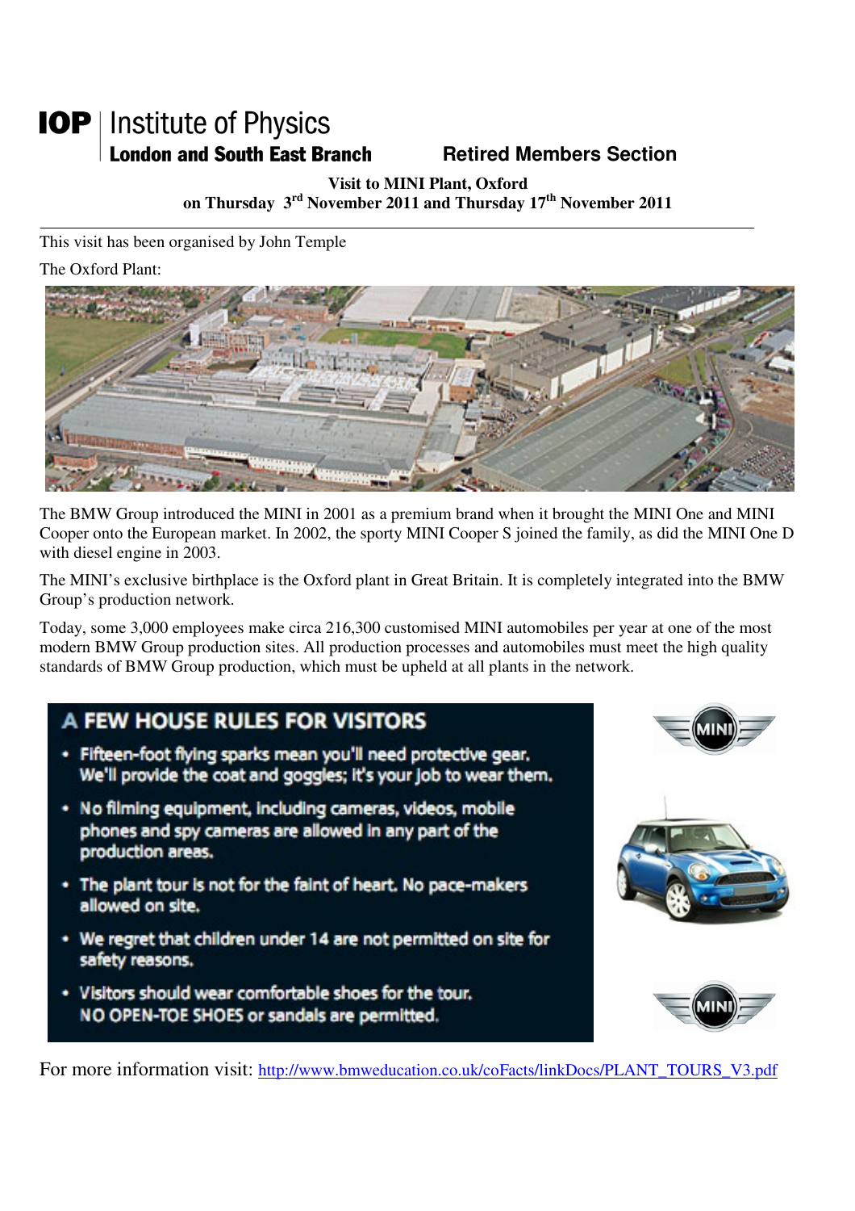**IOP | Institute of Physics**
**London and South East Branch** **Retired Members Section**

**Visit to MINI Plant, Oxford**
**on Thursday 3rd November 2011 and Thursday 17th November 2011**

---

This visit has been organised by John Temple

The Oxford Plant:

The BMW Group introduced the MINI in 2001 as a premium brand when it brought the MINI One and MINI Cooper onto the European market. In 2002, the sporty MINI Cooper S joined the family, as did the MINI One D with diesel engine in 2003.

The MINI's exclusive birthplace is the Oxford plant in Great Britain. It is completely integrated into the BMW Group's production network.

Today, some 3,000 employees make circa 216,300 customised MINI automobiles per year at one of the most modern BMW Group production sites. All production processes and automobiles must meet the high quality standards of BMW Group production, which must be upheld at all plants in the network.

## A FEW HOUSE RULES FOR VISITORS

- Fifteen-foot flying sparks mean you'll need protective gear. We'll provide the coat and goggles; it's your job to wear them.
- No filming equipment, including cameras, videos, mobile phones and spy cameras are allowed in any part of the production areas.
- The plant tour is not for the faint of heart. No pace-makers allowed on site.
- We regret that children under 14 are not permitted on site for safety reasons.
- Visitors should wear comfortable shoes for the tour. NO OPEN-TOE SHOES or sandals are permitted.

For more information visit: http://www.bmweducation.co.uk/coFacts/linkDocs/PLANT_TOURS_V3.pdf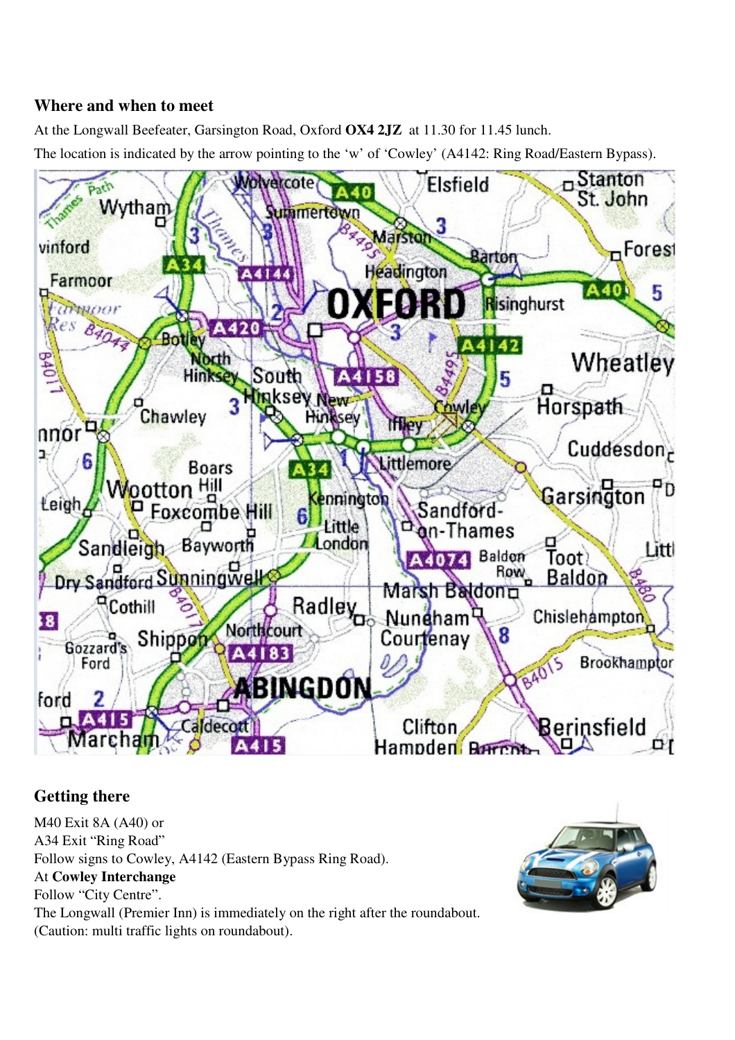## Where and when to meet

At the Longwall Beefeater, Garsington Road, Oxford **OX4 2JZ** at 11.30 for 11.45 lunch.

The location is indicated by the arrow pointing to the 'w' of 'Cowley' (A4142: Ring Road/Eastern Bypass).

## Getting there

M40 Exit 8A (A40) or
A34 Exit "Ring Road"
Follow signs to Cowley, A4142 (Eastern Bypass Ring Road).
At **Cowley Interchange**
Follow "City Centre".
The Longwall (Premier Inn) is immediately on the right after the roundabout.
(Caution: multi traffic lights on roundabout).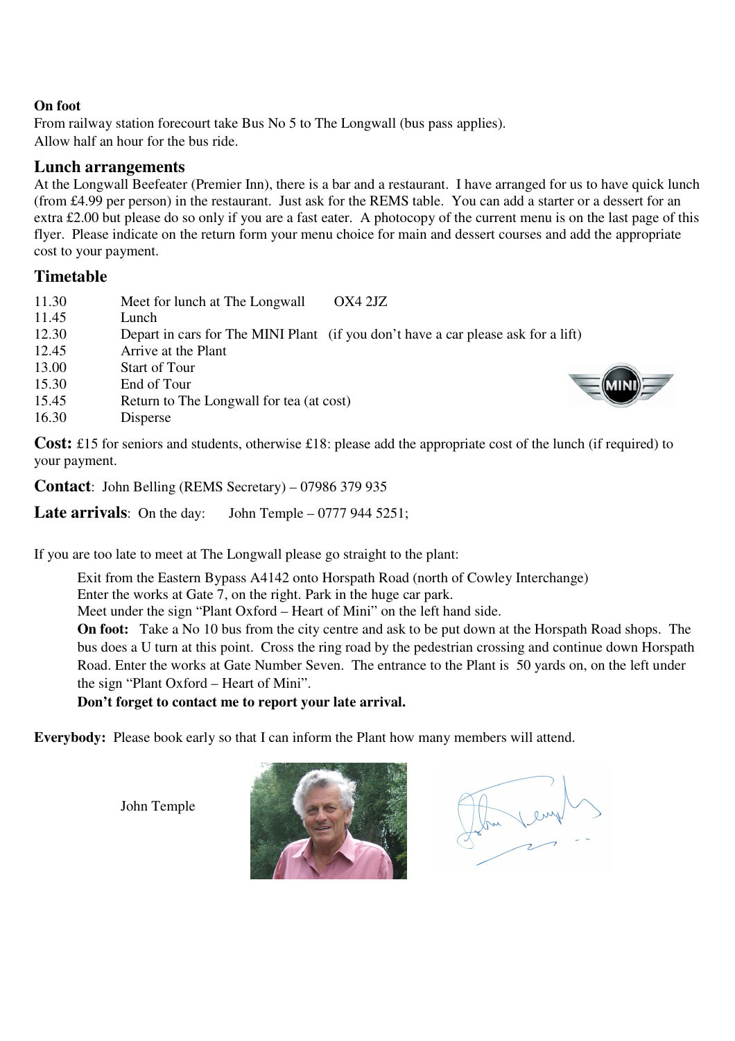**On foot**

From railway station forecourt take Bus No 5 to The Longwall (bus pass applies).
Allow half an hour for the bus ride.

## Lunch arrangements

At the Longwall Beefeater (Premier Inn), there is a bar and a restaurant. I have arranged for us to have quick lunch (from £4.99 per person) in the restaurant. Just ask for the REMS table. You can add a starter or a dessert for an extra £2.00 but please do so only if you are a fast eater. A photocopy of the current menu is on the last page of this flyer. Please indicate on the return form your menu choice for main and dessert courses and add the appropriate cost to your payment.

## Timetable

| | |
|---|---|
| 11.30 | Meet for lunch at The Longwall OX4 2JZ |
| 11.45 | Lunch |
| 12.30 | Depart in cars for The MINI Plant (if you don't have a car please ask for a lift) |
| 12.45 | Arrive at the Plant |
| 13.00 | Start of Tour |
| 15.30 | End of Tour |
| 15.45 | Return to The Longwall for tea (at cost) |
| 16.30 | Disperse |

**Cost:** £15 for seniors and students, otherwise £18: please add the appropriate cost of the lunch (if required) to your payment.

**Contact**: John Belling (REMS Secretary) – 07986 379 935

**Late arrivals**: On the day: John Temple – 0777 944 5251;

If you are too late to meet at The Longwall please go straight to the plant:

Exit from the Eastern Bypass A4142 onto Horspath Road (north of Cowley Interchange)
Enter the works at Gate 7, on the right. Park in the huge car park.
Meet under the sign "Plant Oxford – Heart of Mini" on the left hand side.

**On foot:** Take a No 10 bus from the city centre and ask to be put down at the Horspath Road shops. The bus does a U turn at this point. Cross the ring road by the pedestrian crossing and continue down Horspath Road. Enter the works at Gate Number Seven. The entrance to the Plant is 50 yards on, on the left under the sign "Plant Oxford – Heart of Mini".

**Don't forget to contact me to report your late arrival.**

**Everybody:** Please book early so that I can inform the Plant how many members will attend.

John Temple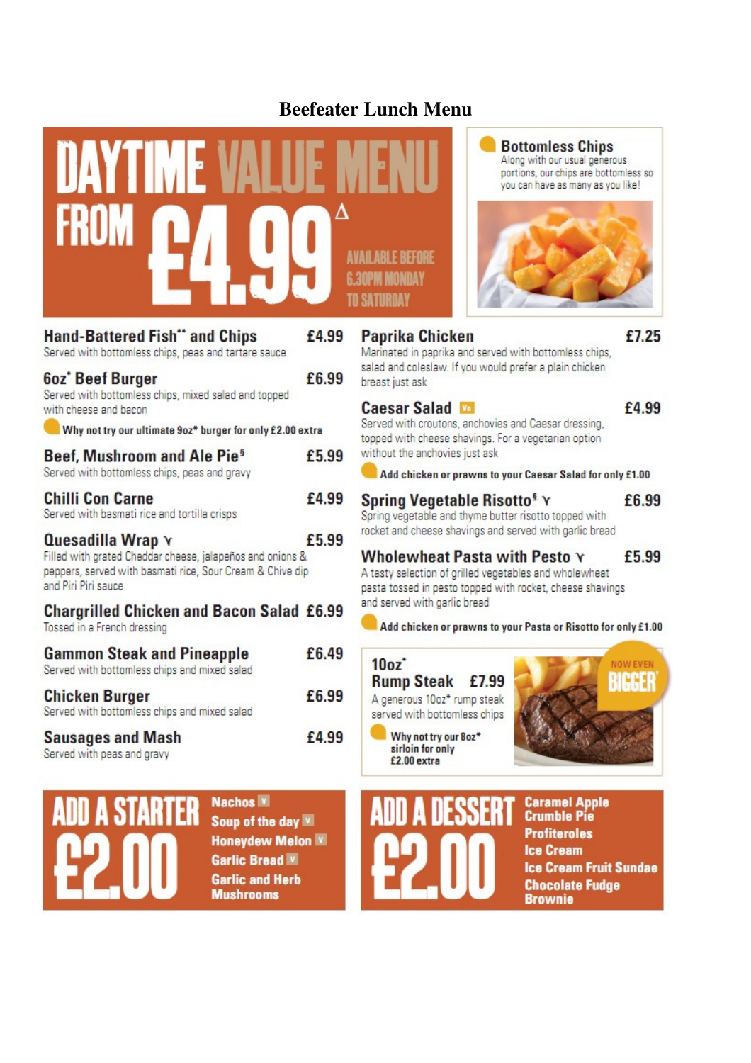# Beefeater Lunch Menu

## DAYTIME VALUE MENU FROM £4.99 Δ

AVAILABLE BEFORE 6.30PM MONDAY TO SATURDAY

### Bottomless Chips

Along with our usual generous portions, our chips are bottomless so you can have as many as you like!

**Hand-Battered Fish** and Chips** £4.99
Served with bottomless chips, peas and tartare sauce

**6oz* Beef Burger** £6.99
Served with bottomless chips, mixed salad and topped with cheese and bacon

Why not try our ultimate 9oz* burger for only £2.00 extra

**Beef, Mushroom and Ale Pie§** £5.99
Served with bottomless chips, peas and gravy

**Chilli Con Carne** £4.99
Served with basmati rice and tortilla crisps

**Quesadilla Wrap** V £5.99
Filled with grated Cheddar cheese, jalapeños and onions & peppers, served with basmati rice, Sour Cream & Chive dip and Piri Piri sauce

**Chargrilled Chicken and Bacon Salad** £6.99
Tossed in a French dressing

**Gammon Steak and Pineapple** £6.49
Served with bottomless chips and mixed salad

**Chicken Burger** £6.99
Served with bottomless chips and mixed salad

**Sausages and Mash** £4.99
Served with peas and gravy

**Paprika Chicken** £7.25
Marinated in paprika and served with bottomless chips, salad and coleslaw. If you would prefer a plain chicken breast just ask

**Caesar Salad** Va £4.99
Served with croutons, anchovies and Caesar dressing, topped with cheese shavings. For a vegetarian option without the anchovies just ask

Add chicken or prawns to your Caesar Salad for only £1.00

**Spring Vegetable Risotto§** V £6.99
Spring vegetable and thyme butter risotto topped with rocket and cheese shavings and served with garlic bread

**Wholewheat Pasta with Pesto** V £5.99
A tasty selection of grilled vegetables and wholewheat pasta tossed in pesto topped with rocket, cheese shavings and served with garlic bread

Add chicken or prawns to your Pasta or Risotto for only £1.00

**10oz* Rump Steak** £7.99
A generous 10oz* rump steak served with bottomless chips

Why not try our 8oz* sirloin for only £2.00 extra

NOW EVEN BIGGER

## ADD A STARTER £2.00

- Nachos V
- Soup of the day V
- Honeydew Melon V
- Garlic Bread V
- Garlic and Herb Mushrooms

## ADD A DESSERT £2.00

- Caramel Apple Crumble Pie
- Profiteroles
- Ice Cream
- Ice Cream Fruit Sundae
- Chocolate Fudge Brownie